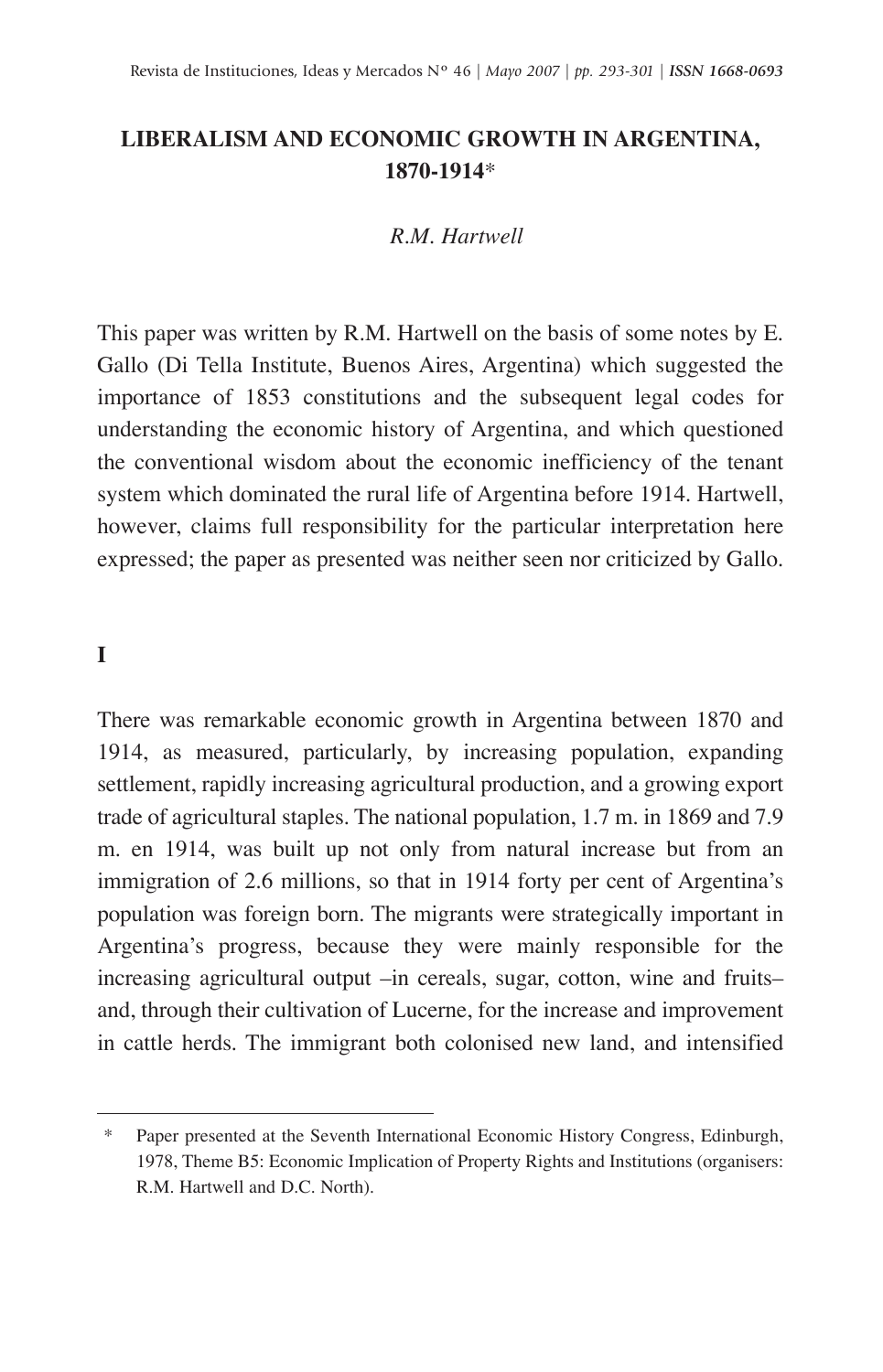# LIBERALISM AND ECONOMIC GROWTH IN ARGENTINA, 1870-1914*

*R.M. Hartwell*

This paper was written by R.M. Hartwell on the basis of some notes by E. Gallo (Di Tella Institute, Buenos Aires, Argentina) which suggested the importance of 1853 constitutions and the subsequent legal codes for understanding the economic history of Argentina, and which questioned the conventional wisdom about the economic inefficiency of the tenant system which dominated the rural life of Argentina before 1914. Hartwell, however, claims full responsibility for the particular interpretation here expressed; the paper as presented was neither seen nor criticized by Gallo.

## I

There was remarkable economic growth in Argentina between 1870 and 1914, as measured, particularly, by increasing population, expanding settlement, rapidly increasing agricultural production, and a growing export trade of agricultural staples. The national population, 1.7 m. in 1869 and 7.9 m. en 1914, was built up not only from natural increase but from an immigration of 2.6 millions, so that in 1914 forty per cent of Argentina's population was foreign born. The migrants were strategically important in Argentina's progress, because they were mainly responsible for the increasing agricultural output –in cereals, sugar, cotton, wine and fruits– and, through their cultivation of Lucerne, for the increase and improvement in cattle herds. The immigrant both colonised new land, and intensified

---

\* Paper presented at the Seventh International Economic History Congress, Edinburgh, 1978, Theme B5: Economic Implication of Property Rights and Institutions (organisers: R.M. Hartwell and D.C. North).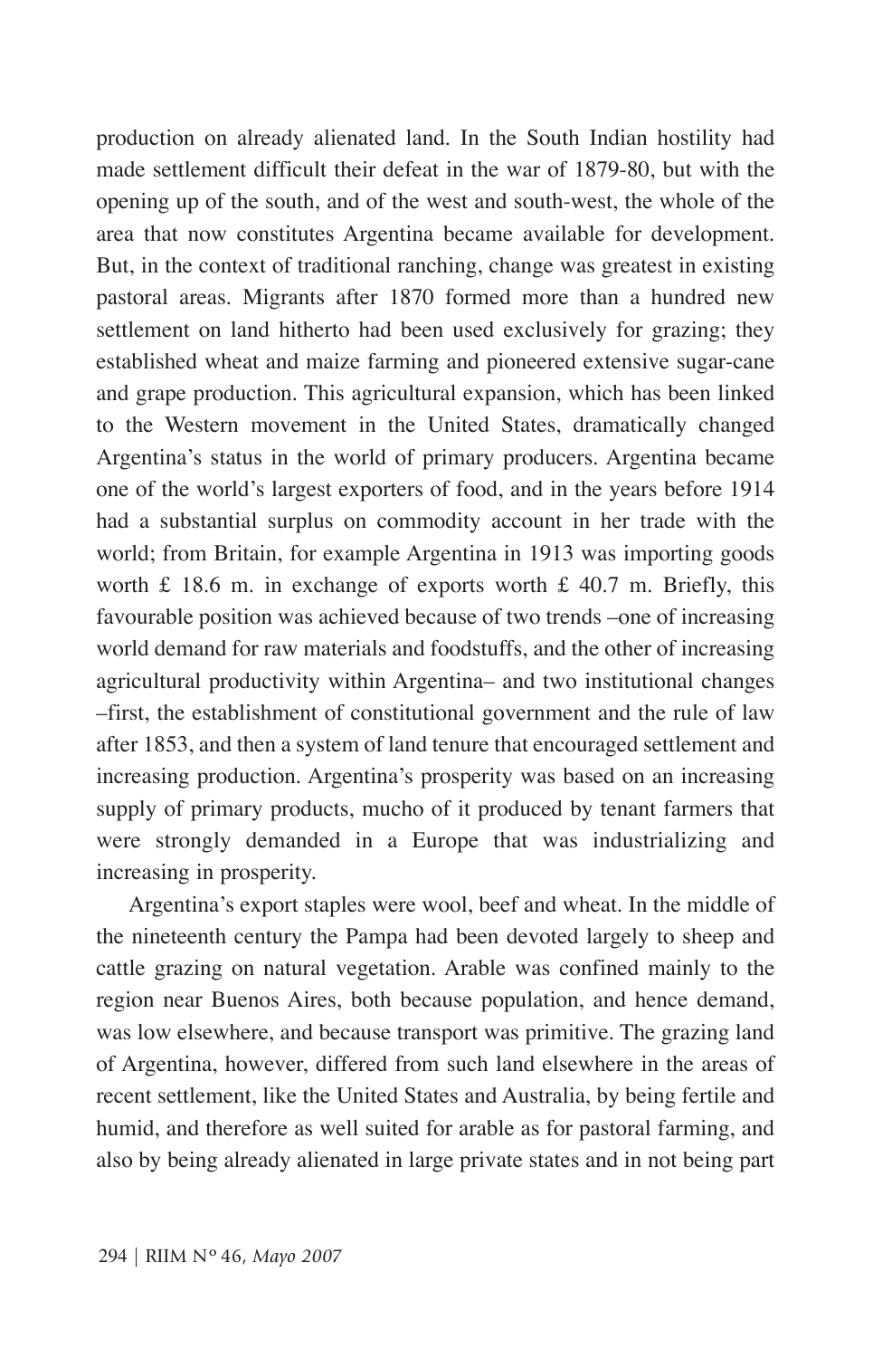production on already alienated land. In the South Indian hostility had made settlement difficult their defeat in the war of 1879-80, but with the opening up of the south, and of the west and south-west, the whole of the area that now constitutes Argentina became available for development. But, in the context of traditional ranching, change was greatest in existing pastoral areas. Migrants after 1870 formed more than a hundred new settlement on land hitherto had been used exclusively for grazing; they established wheat and maize farming and pioneered extensive sugar-cane and grape production. This agricultural expansion, which has been linked to the Western movement in the United States, dramatically changed Argentina's status in the world of primary producers. Argentina became one of the world's largest exporters of food, and in the years before 1914 had a substantial surplus on commodity account in her trade with the world; from Britain, for example Argentina in 1913 was importing goods worth £ 18.6 m. in exchange of exports worth £ 40.7 m. Briefly, this favourable position was achieved because of two trends –one of increasing world demand for raw materials and foodstuffs, and the other of increasing agricultural productivity within Argentina– and two institutional changes –first, the establishment of constitutional government and the rule of law after 1853, and then a system of land tenure that encouraged settlement and increasing production. Argentina's prosperity was based on an increasing supply of primary products, mucho of it produced by tenant farmers that were strongly demanded in a Europe that was industrializing and increasing in prosperity.

Argentina's export staples were wool, beef and wheat. In the middle of the nineteenth century the Pampa had been devoted largely to sheep and cattle grazing on natural vegetation. Arable was confined mainly to the region near Buenos Aires, both because population, and hence demand, was low elsewhere, and because transport was primitive. The grazing land of Argentina, however, differed from such land elsewhere in the areas of recent settlement, like the United States and Australia, by being fertile and humid, and therefore as well suited for arable as for pastoral farming, and also by being already alienated in large private states and in not being part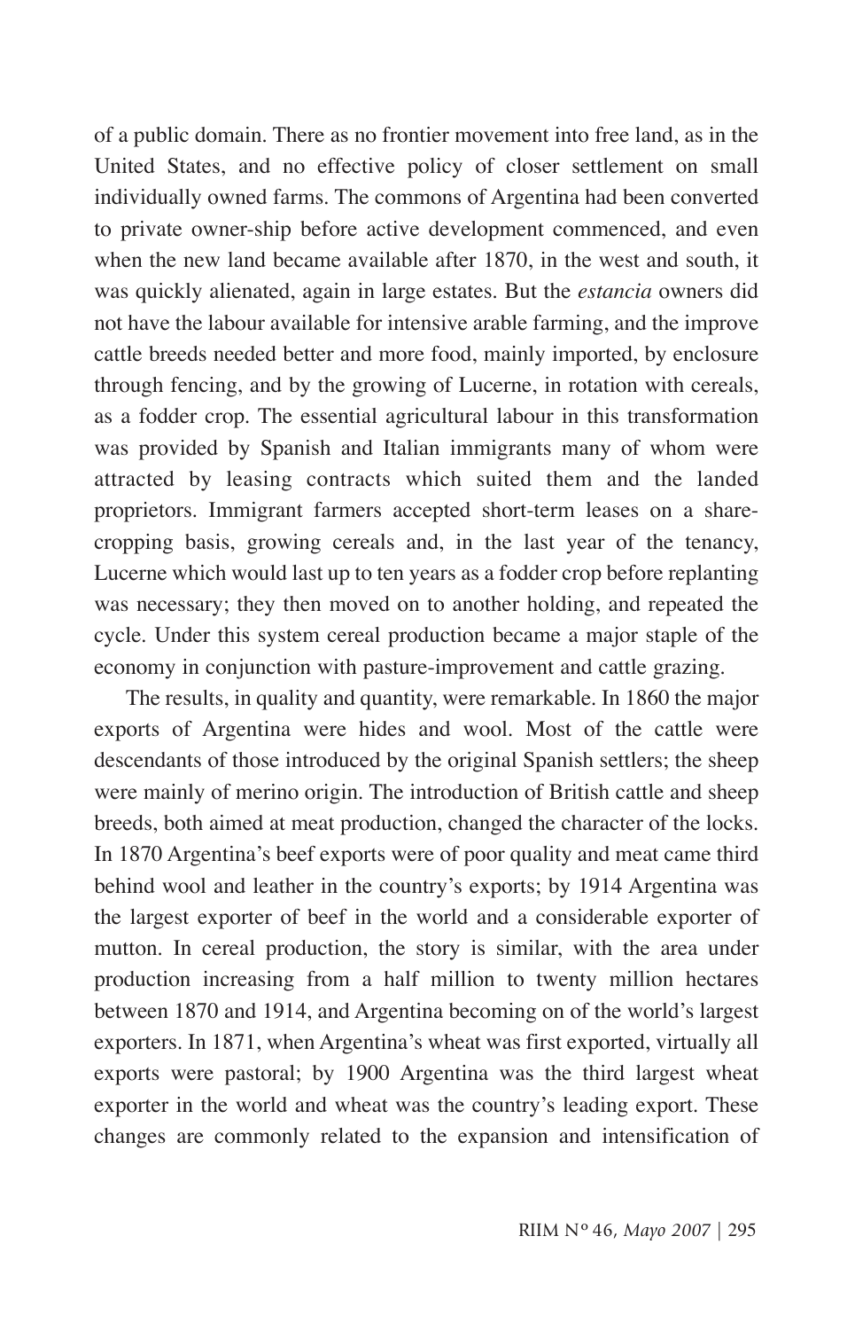of a public domain. There as no frontier movement into free land, as in the United States, and no effective policy of closer settlement on small individually owned farms. The commons of Argentina had been converted to private owner-ship before active development commenced, and even when the new land became available after 1870, in the west and south, it was quickly alienated, again in large estates. But the *estancia* owners did not have the labour available for intensive arable farming, and the improve cattle breeds needed better and more food, mainly imported, by enclosure through fencing, and by the growing of Lucerne, in rotation with cereals, as a fodder crop. The essential agricultural labour in this transformation was provided by Spanish and Italian immigrants many of whom were attracted by leasing contracts which suited them and the landed proprietors. Immigrant farmers accepted short-term leases on a share-cropping basis, growing cereals and, in the last year of the tenancy, Lucerne which would last up to ten years as a fodder crop before replanting was necessary; they then moved on to another holding, and repeated the cycle. Under this system cereal production became a major staple of the economy in conjunction with pasture-improvement and cattle grazing.

The results, in quality and quantity, were remarkable. In 1860 the major exports of Argentina were hides and wool. Most of the cattle were descendants of those introduced by the original Spanish settlers; the sheep were mainly of merino origin. The introduction of British cattle and sheep breeds, both aimed at meat production, changed the character of the locks. In 1870 Argentina's beef exports were of poor quality and meat came third behind wool and leather in the country's exports; by 1914 Argentina was the largest exporter of beef in the world and a considerable exporter of mutton. In cereal production, the story is similar, with the area under production increasing from a half million to twenty million hectares between 1870 and 1914, and Argentina becoming on of the world's largest exporters. In 1871, when Argentina's wheat was first exported, virtually all exports were pastoral; by 1900 Argentina was the third largest wheat exporter in the world and wheat was the country's leading export. These changes are commonly related to the expansion and intensification of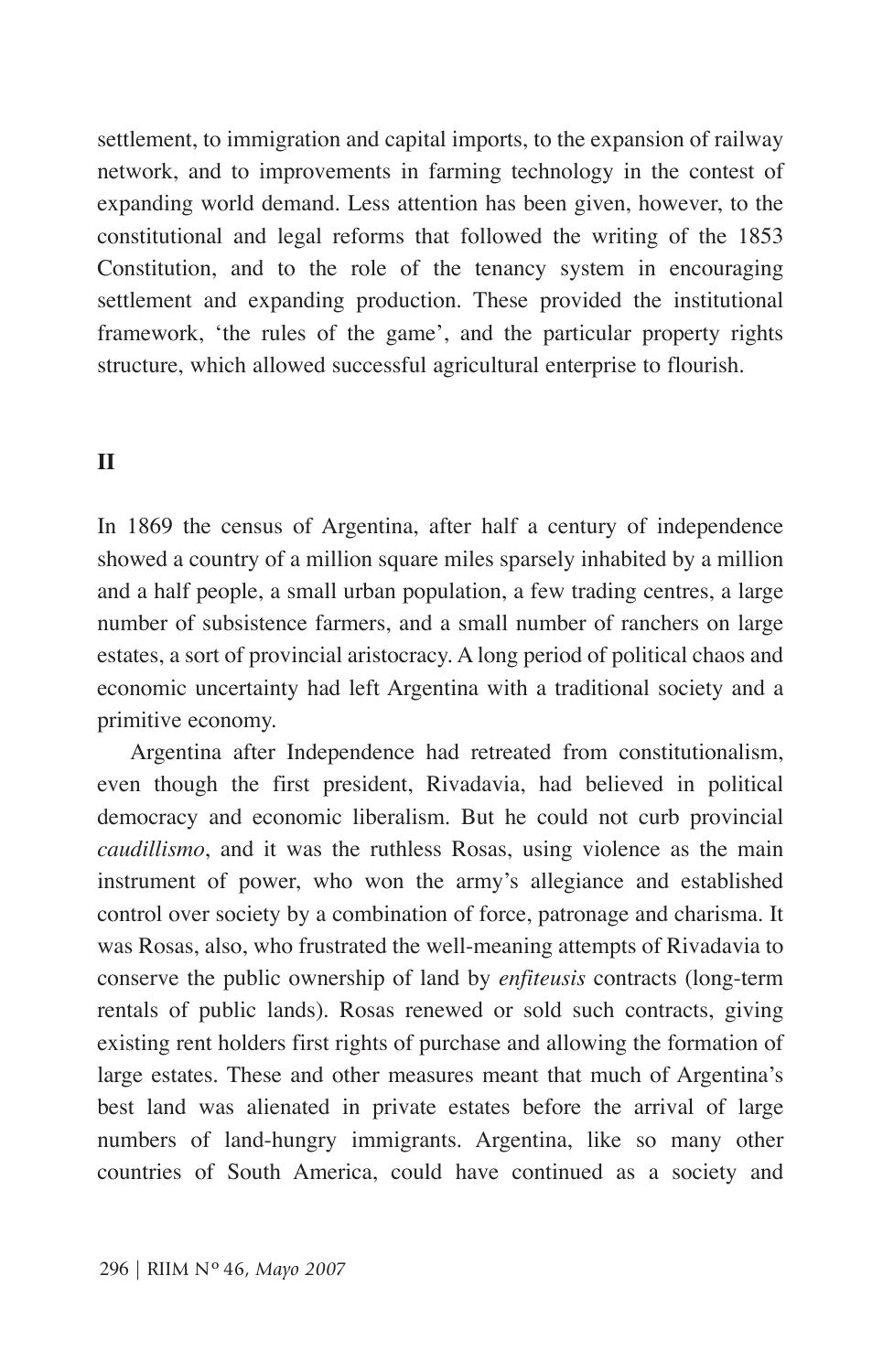settlement, to immigration and capital imports, to the expansion of railway network, and to improvements in farming technology in the contest of expanding world demand. Less attention has been given, however, to the constitutional and legal reforms that followed the writing of the 1853 Constitution, and to the role of the tenancy system in encouraging settlement and expanding production. These provided the institutional framework, 'the rules of the game', and the particular property rights structure, which allowed successful agricultural enterprise to flourish.

## II

In 1869 the census of Argentina, after half a century of independence showed a country of a million square miles sparsely inhabited by a million and a half people, a small urban population, a few trading centres, a large number of subsistence farmers, and a small number of ranchers on large estates, a sort of provincial aristocracy. A long period of political chaos and economic uncertainty had left Argentina with a traditional society and a primitive economy.

Argentina after Independence had retreated from constitutionalism, even though the first president, Rivadavia, had believed in political democracy and economic liberalism. But he could not curb provincial *caudillismo*, and it was the ruthless Rosas, using violence as the main instrument of power, who won the army's allegiance and established control over society by a combination of force, patronage and charisma. It was Rosas, also, who frustrated the well-meaning attempts of Rivadavia to conserve the public ownership of land by *enfiteusis* contracts (long-term rentals of public lands). Rosas renewed or sold such contracts, giving existing rent holders first rights of purchase and allowing the formation of large estates. These and other measures meant that much of Argentina's best land was alienated in private estates before the arrival of large numbers of land-hungry immigrants. Argentina, like so many other countries of South America, could have continued as a society and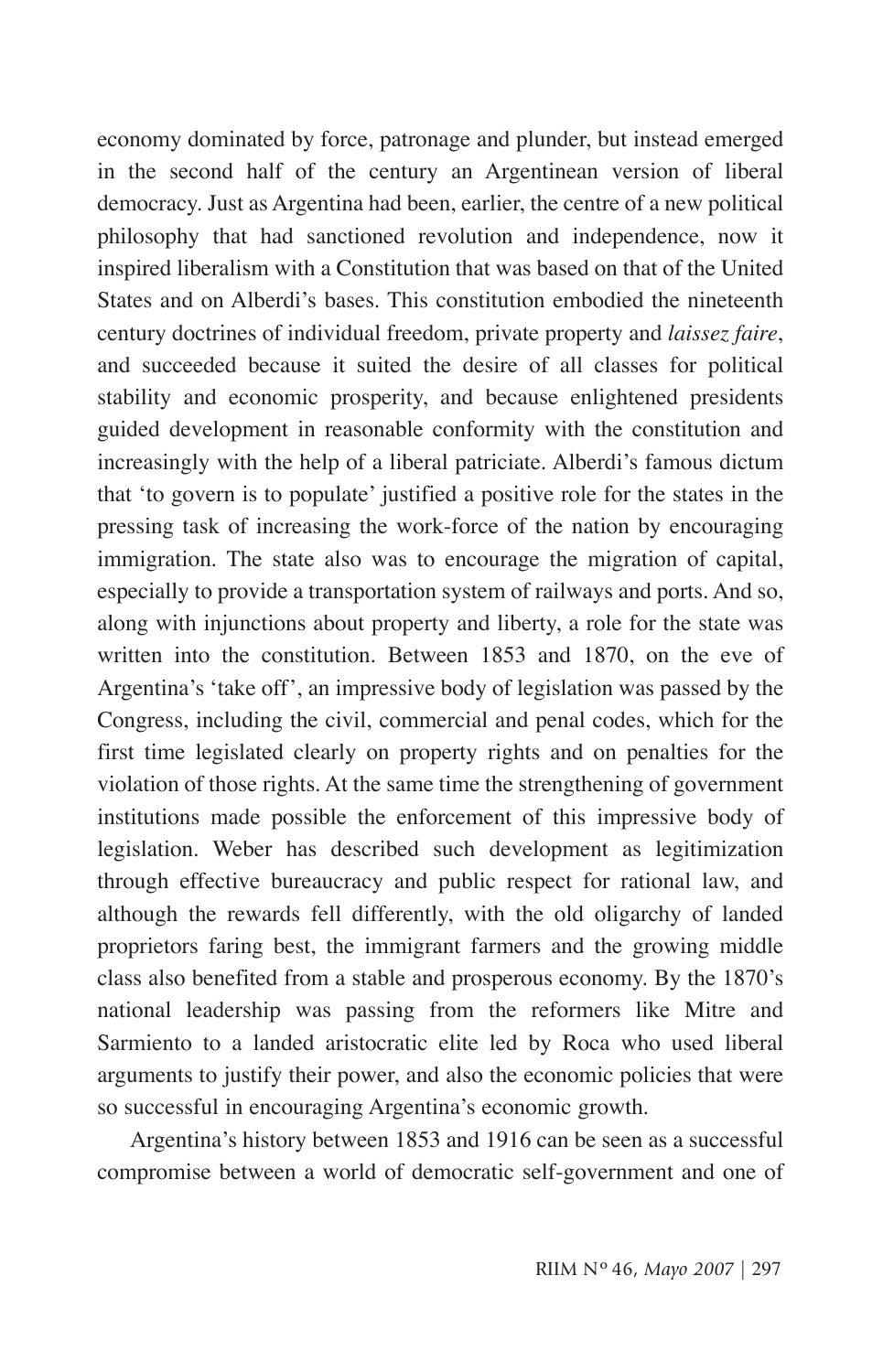economy dominated by force, patronage and plunder, but instead emerged in the second half of the century an Argentinean version of liberal democracy. Just as Argentina had been, earlier, the centre of a new political philosophy that had sanctioned revolution and independence, now it inspired liberalism with a Constitution that was based on that of the United States and on Alberdi's bases. This constitution embodied the nineteenth century doctrines of individual freedom, private property and *laissez faire*, and succeeded because it suited the desire of all classes for political stability and economic prosperity, and because enlightened presidents guided development in reasonable conformity with the constitution and increasingly with the help of a liberal patriciate. Alberdi's famous dictum that 'to govern is to populate' justified a positive role for the states in the pressing task of increasing the work-force of the nation by encouraging immigration. The state also was to encourage the migration of capital, especially to provide a transportation system of railways and ports. And so, along with injunctions about property and liberty, a role for the state was written into the constitution. Between 1853 and 1870, on the eve of Argentina's 'take off', an impressive body of legislation was passed by the Congress, including the civil, commercial and penal codes, which for the first time legislated clearly on property rights and on penalties for the violation of those rights. At the same time the strengthening of government institutions made possible the enforcement of this impressive body of legislation. Weber has described such development as legitimization through effective bureaucracy and public respect for rational law, and although the rewards fell differently, with the old oligarchy of landed proprietors faring best, the immigrant farmers and the growing middle class also benefited from a stable and prosperous economy. By the 1870's national leadership was passing from the reformers like Mitre and Sarmiento to a landed aristocratic elite led by Roca who used liberal arguments to justify their power, and also the economic policies that were so successful in encouraging Argentina's economic growth.

Argentina's history between 1853 and 1916 can be seen as a successful compromise between a world of democratic self-government and one of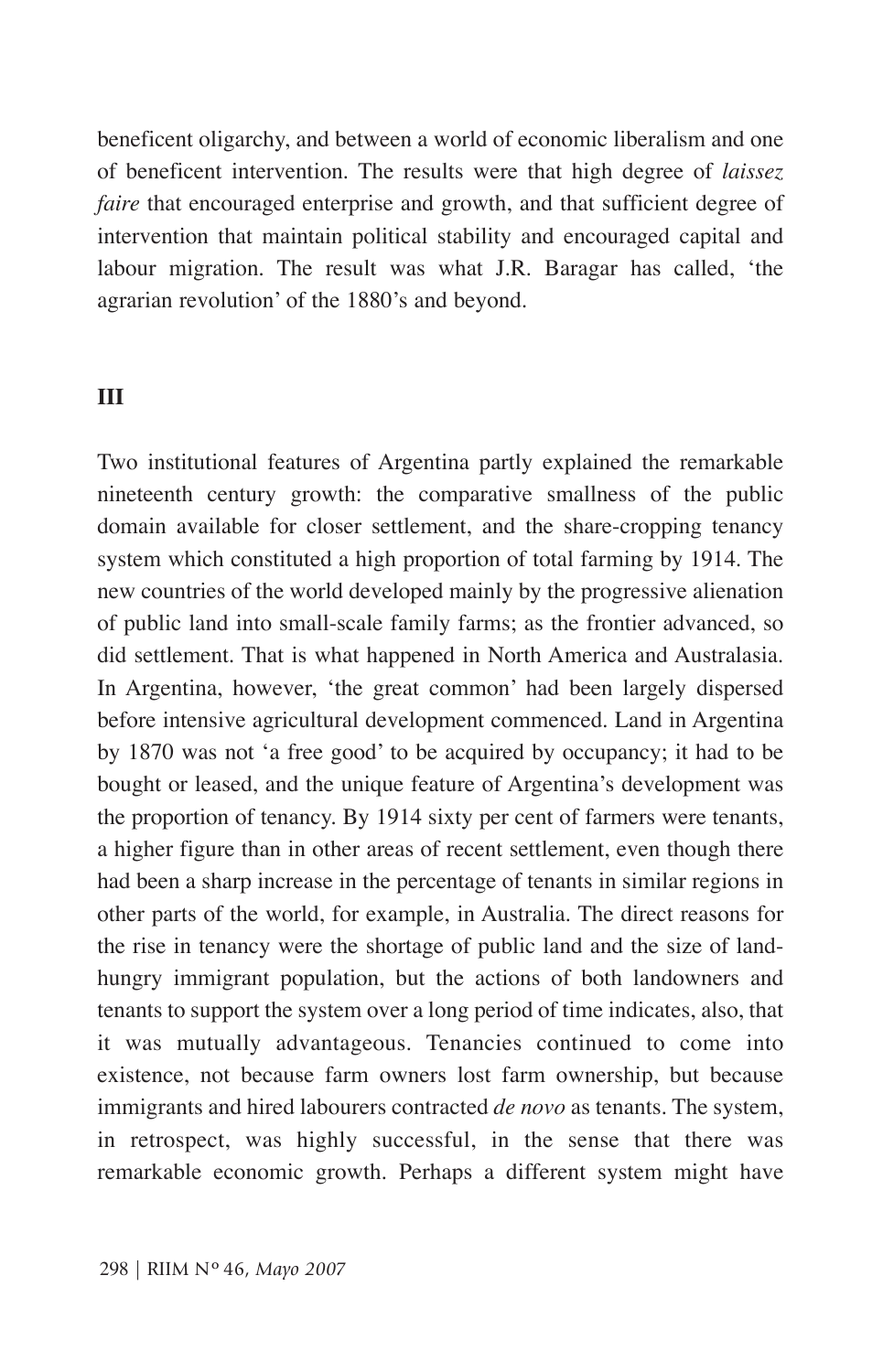beneficent oligarchy, and between a world of economic liberalism and one of beneficent intervention. The results were that high degree of *laissez faire* that encouraged enterprise and growth, and that sufficient degree of intervention that maintain political stability and encouraged capital and labour migration. The result was what J.R. Baragar has called, 'the agrarian revolution' of the 1880's and beyond.

## III

Two institutional features of Argentina partly explained the remarkable nineteenth century growth: the comparative smallness of the public domain available for closer settlement, and the share-cropping tenancy system which constituted a high proportion of total farming by 1914. The new countries of the world developed mainly by the progressive alienation of public land into small-scale family farms; as the frontier advanced, so did settlement. That is what happened in North America and Australasia. In Argentina, however, 'the great common' had been largely dispersed before intensive agricultural development commenced. Land in Argentina by 1870 was not 'a free good' to be acquired by occupancy; it had to be bought or leased, and the unique feature of Argentina's development was the proportion of tenancy. By 1914 sixty per cent of farmers were tenants, a higher figure than in other areas of recent settlement, even though there had been a sharp increase in the percentage of tenants in similar regions in other parts of the world, for example, in Australia. The direct reasons for the rise in tenancy were the shortage of public land and the size of land-hungry immigrant population, but the actions of both landowners and tenants to support the system over a long period of time indicates, also, that it was mutually advantageous. Tenancies continued to come into existence, not because farm owners lost farm ownership, but because immigrants and hired labourers contracted *de novo* as tenants. The system, in retrospect, was highly successful, in the sense that there was remarkable economic growth. Perhaps a different system might have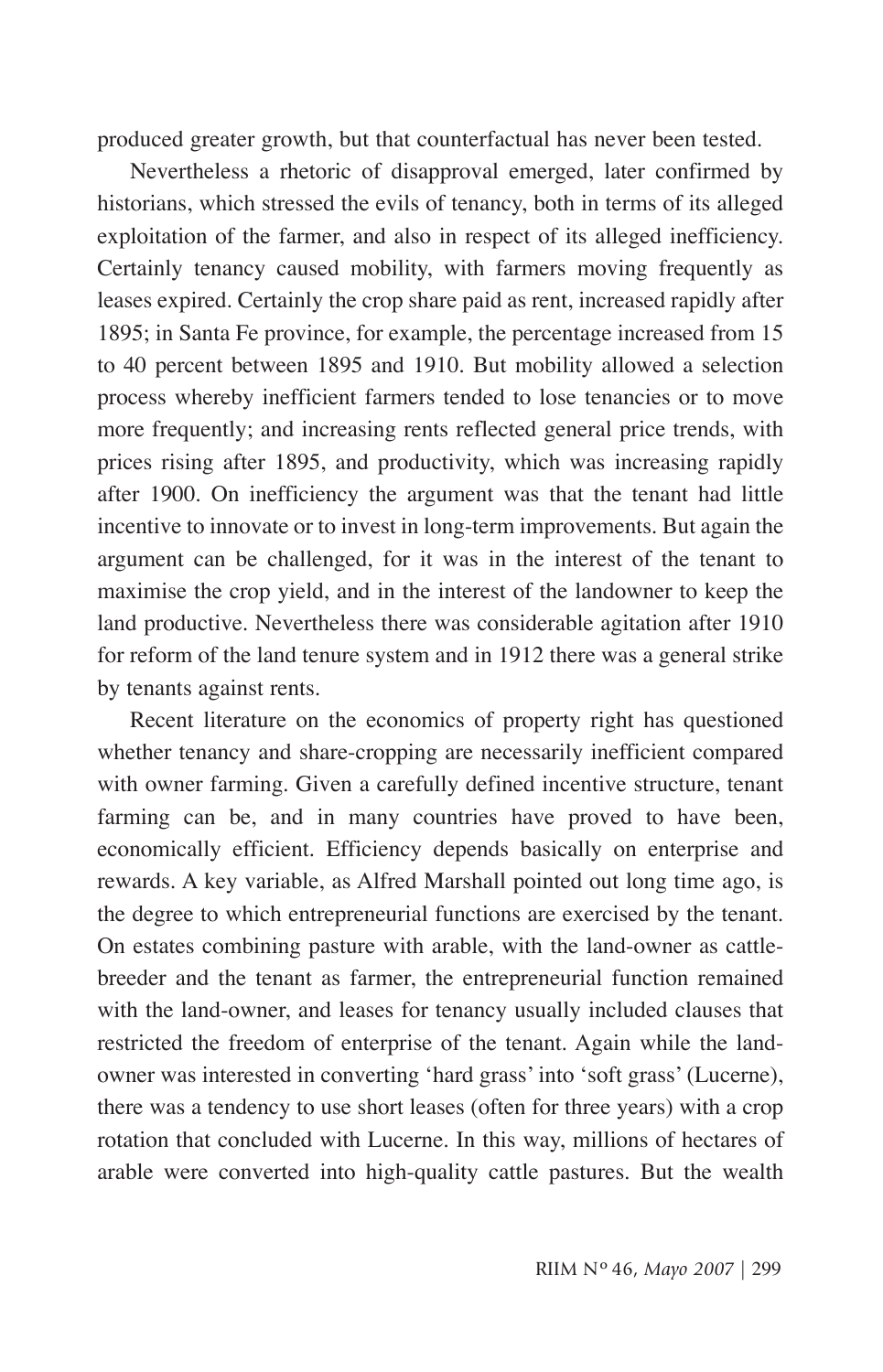produced greater growth, but that counterfactual has never been tested.

Nevertheless a rhetoric of disapproval emerged, later confirmed by historians, which stressed the evils of tenancy, both in terms of its alleged exploitation of the farmer, and also in respect of its alleged inefficiency. Certainly tenancy caused mobility, with farmers moving frequently as leases expired. Certainly the crop share paid as rent, increased rapidly after 1895; in Santa Fe province, for example, the percentage increased from 15 to 40 percent between 1895 and 1910. But mobility allowed a selection process whereby inefficient farmers tended to lose tenancies or to move more frequently; and increasing rents reflected general price trends, with prices rising after 1895, and productivity, which was increasing rapidly after 1900. On inefficiency the argument was that the tenant had little incentive to innovate or to invest in long-term improvements. But again the argument can be challenged, for it was in the interest of the tenant to maximise the crop yield, and in the interest of the landowner to keep the land productive. Nevertheless there was considerable agitation after 1910 for reform of the land tenure system and in 1912 there was a general strike by tenants against rents.

Recent literature on the economics of property right has questioned whether tenancy and share-cropping are necessarily inefficient compared with owner farming. Given a carefully defined incentive structure, tenant farming can be, and in many countries have proved to have been, economically efficient. Efficiency depends basically on enterprise and rewards. A key variable, as Alfred Marshall pointed out long time ago, is the degree to which entrepreneurial functions are exercised by the tenant. On estates combining pasture with arable, with the land-owner as cattle-breeder and the tenant as farmer, the entrepreneurial function remained with the land-owner, and leases for tenancy usually included clauses that restricted the freedom of enterprise of the tenant. Again while the land-owner was interested in converting 'hard grass' into 'soft grass' (Lucerne), there was a tendency to use short leases (often for three years) with a crop rotation that concluded with Lucerne. In this way, millions of hectares of arable were converted into high-quality cattle pastures. But the wealth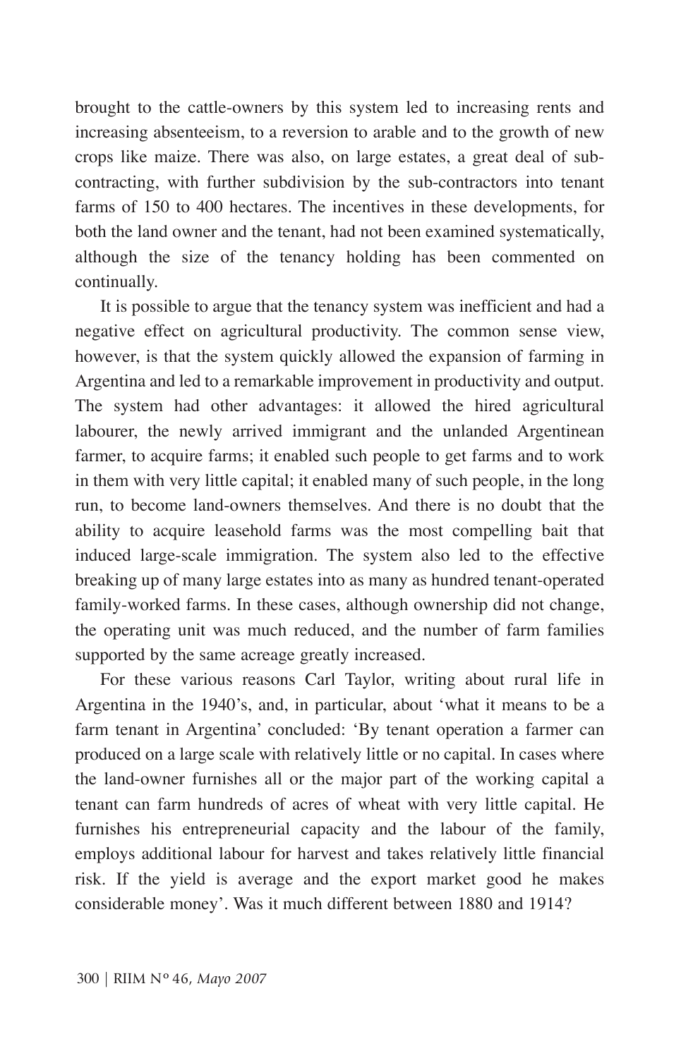brought to the cattle-owners by this system led to increasing rents and increasing absenteeism, to a reversion to arable and to the growth of new crops like maize. There was also, on large estates, a great deal of sub-contracting, with further subdivision by the sub-contractors into tenant farms of 150 to 400 hectares. The incentives in these developments, for both the land owner and the tenant, had not been examined systematically, although the size of the tenancy holding has been commented on continually.

It is possible to argue that the tenancy system was inefficient and had a negative effect on agricultural productivity. The common sense view, however, is that the system quickly allowed the expansion of farming in Argentina and led to a remarkable improvement in productivity and output. The system had other advantages: it allowed the hired agricultural labourer, the newly arrived immigrant and the unlanded Argentinean farmer, to acquire farms; it enabled such people to get farms and to work in them with very little capital; it enabled many of such people, in the long run, to become land-owners themselves. And there is no doubt that the ability to acquire leasehold farms was the most compelling bait that induced large-scale immigration. The system also led to the effective breaking up of many large estates into as many as hundred tenant-operated family-worked farms. In these cases, although ownership did not change, the operating unit was much reduced, and the number of farm families supported by the same acreage greatly increased.

For these various reasons Carl Taylor, writing about rural life in Argentina in the 1940's, and, in particular, about 'what it means to be a farm tenant in Argentina' concluded: 'By tenant operation a farmer can produced on a large scale with relatively little or no capital. In cases where the land-owner furnishes all or the major part of the working capital a tenant can farm hundreds of acres of wheat with very little capital. He furnishes his entrepreneurial capacity and the labour of the family, employs additional labour for harvest and takes relatively little financial risk. If the yield is average and the export market good he makes considerable money'. Was it much different between 1880 and 1914?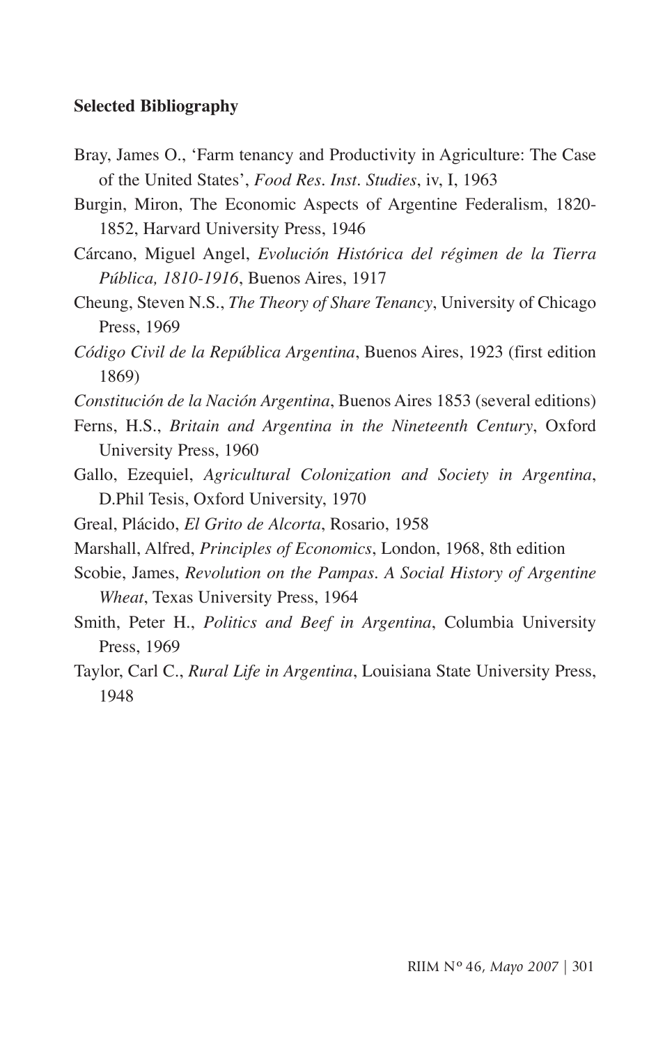**Selected Bibliography**

Bray, James O., 'Farm tenancy and Productivity in Agriculture: The Case of the United States', *Food Res. Inst. Studies*, iv, I, 1963

Burgin, Miron, The Economic Aspects of Argentine Federalism, 1820-1852, Harvard University Press, 1946

Cárcano, Miguel Angel, *Evolución Histórica del régimen de la Tierra Pública, 1810-1916*, Buenos Aires, 1917

Cheung, Steven N.S., *The Theory of Share Tenancy*, University of Chicago Press, 1969

*Código Civil de la República Argentina*, Buenos Aires, 1923 (first edition 1869)

*Constitución de la Nación Argentina*, Buenos Aires 1853 (several editions)

Ferns, H.S., *Britain and Argentina in the Nineteenth Century*, Oxford University Press, 1960

Gallo, Ezequiel, *Agricultural Colonization and Society in Argentina*, D.Phil Tesis, Oxford University, 1970

Greal, Plácido, *El Grito de Alcorta*, Rosario, 1958

Marshall, Alfred, *Principles of Economics*, London, 1968, 8th edition

Scobie, James, *Revolution on the Pampas. A Social History of Argentine Wheat*, Texas University Press, 1964

Smith, Peter H., *Politics and Beef in Argentina*, Columbia University Press, 1969

Taylor, Carl C., *Rural Life in Argentina*, Louisiana State University Press, 1948